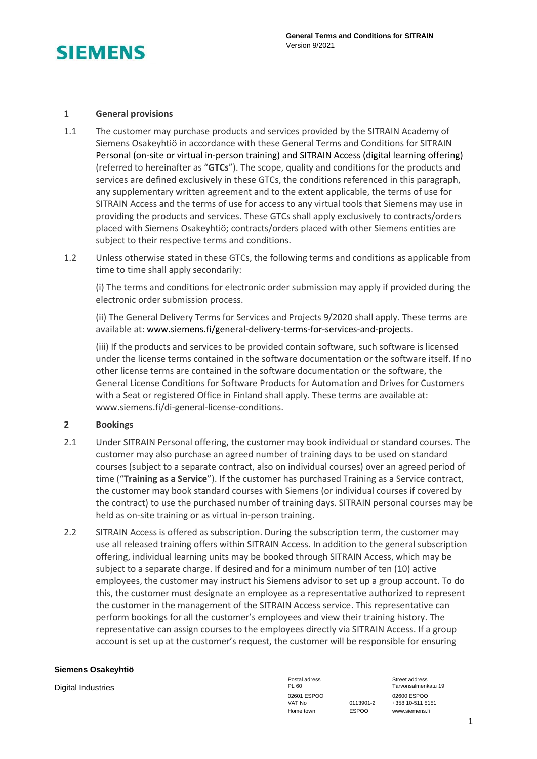**SIEMENS**

**General Terms and Conditions for SITRAIN**
Version 9/2021

## 1 General provisions

1.1 The customer may purchase products and services provided by the SITRAIN Academy of Siemens Osakeyhtiö in accordance with these General Terms and Conditions for SITRAIN Personal (on-site or virtual in-person training) and SITRAIN Access (digital learning offering) (referred to hereinafter as "**GTCs**"). The scope, quality and conditions for the products and services are defined exclusively in these GTCs, the conditions referenced in this paragraph, any supplementary written agreement and to the extent applicable, the terms of use for SITRAIN Access and the terms of use for access to any virtual tools that Siemens may use in providing the products and services. These GTCs shall apply exclusively to contracts/orders placed with Siemens Osakeyhtiö; contracts/orders placed with other Siemens entities are subject to their respective terms and conditions.

1.2 Unless otherwise stated in these GTCs, the following terms and conditions as applicable from time to time shall apply secondarily:

(i) The terms and conditions for electronic order submission may apply if provided during the electronic order submission process.

(ii) The General Delivery Terms for Services and Projects 9/2020 shall apply. These terms are available at: www.siemens.fi/general-delivery-terms-for-services-and-projects.

(iii) If the products and services to be provided contain software, such software is licensed under the license terms contained in the software documentation or the software itself. If no other license terms are contained in the software documentation or the software, the General License Conditions for Software Products for Automation and Drives for Customers with a Seat or registered Office in Finland shall apply. These terms are available at: www.siemens.fi/di-general-license-conditions.

## 2 Bookings

2.1 Under SITRAIN Personal offering, the customer may book individual or standard courses. The customer may also purchase an agreed number of training days to be used on standard courses (subject to a separate contract, also on individual courses) over an agreed period of time ("**Training as a Service**"). If the customer has purchased Training as a Service contract, the customer may book standard courses with Siemens (or individual courses if covered by the contract) to use the purchased number of training days. SITRAIN personal courses may be held as on-site training or as virtual in-person training.

2.2 SITRAIN Access is offered as subscription. During the subscription term, the customer may use all released training offers within SITRAIN Access. In addition to the general subscription offering, individual learning units may be booked through SITRAIN Access, which may be subject to a separate charge. If desired and for a minimum number of ten (10) active employees, the customer may instruct his Siemens advisor to set up a group account. To do this, the customer must designate an employee as a representative authorized to represent the customer in the management of the SITRAIN Access service. This representative can perform bookings for all the customer's employees and view their training history. The representative can assign courses to the employees directly via SITRAIN Access. If a group account is set up at the customer's request, the customer will be responsible for ensuring

**Siemens Osakeyhtiö**

Digital Industries

| Postal adress | | Street address |
|---|---|---|
| PL 60 | | Tarvonsalmenkatu 19 |
| 02601 ESPOO | | 02600 ESPOO |
| VAT No | 0113901-2 | +358 10-511 5151 |
| Home town | ESPOO | www.siemens.fi |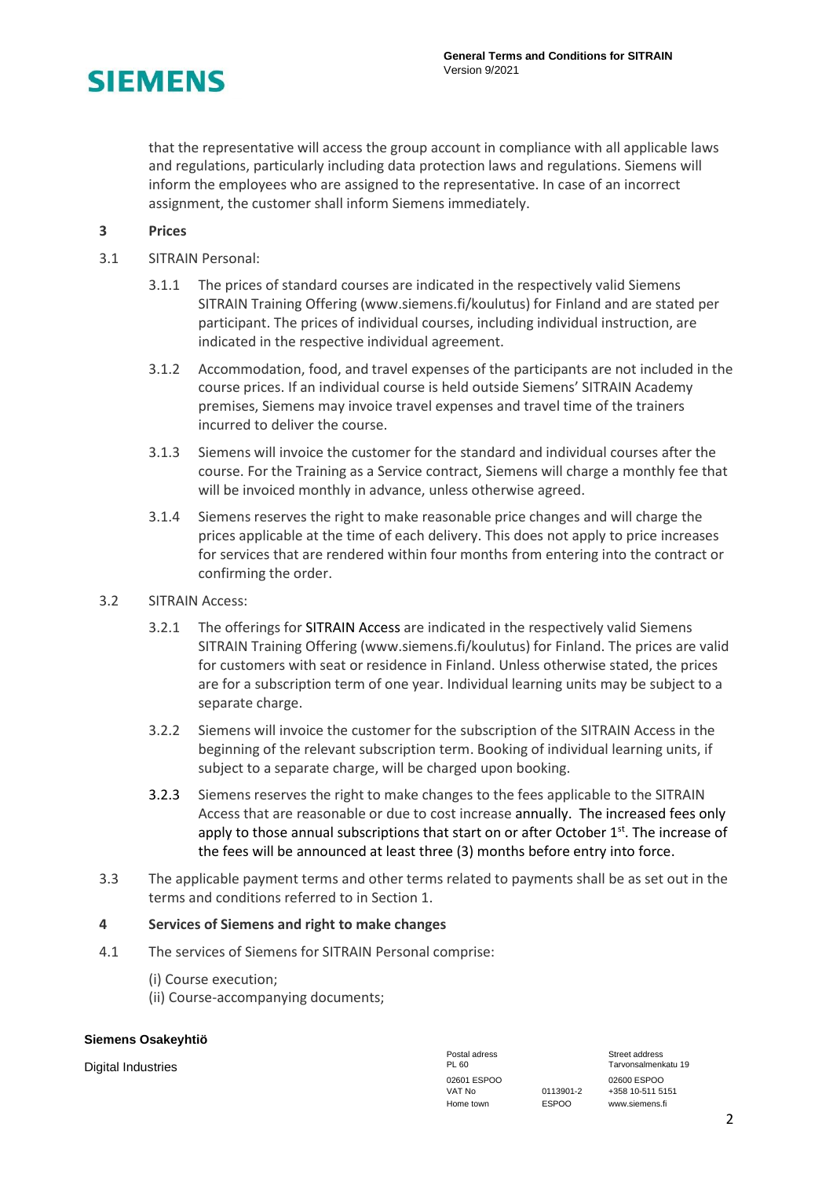that the representative will access the group account in compliance with all applicable laws and regulations, particularly including data protection laws and regulations. Siemens will inform the employees who are assigned to the representative. In case of an incorrect assignment, the customer shall inform Siemens immediately.

## 3 Prices

3.1 SITRAIN Personal:

3.1.1 The prices of standard courses are indicated in the respectively valid Siemens SITRAIN Training Offering (www.siemens.fi/koulutus) for Finland and are stated per participant. The prices of individual courses, including individual instruction, are indicated in the respective individual agreement.

3.1.2 Accommodation, food, and travel expenses of the participants are not included in the course prices. If an individual course is held outside Siemens' SITRAIN Academy premises, Siemens may invoice travel expenses and travel time of the trainers incurred to deliver the course.

3.1.3 Siemens will invoice the customer for the standard and individual courses after the course. For the Training as a Service contract, Siemens will charge a monthly fee that will be invoiced monthly in advance, unless otherwise agreed.

3.1.4 Siemens reserves the right to make reasonable price changes and will charge the prices applicable at the time of each delivery. This does not apply to price increases for services that are rendered within four months from entering into the contract or confirming the order.

3.2 SITRAIN Access:

3.2.1 The offerings for SITRAIN Access are indicated in the respectively valid Siemens SITRAIN Training Offering (www.siemens.fi/koulutus) for Finland. The prices are valid for customers with seat or residence in Finland. Unless otherwise stated, the prices are for a subscription term of one year. Individual learning units may be subject to a separate charge.

3.2.2 Siemens will invoice the customer for the subscription of the SITRAIN Access in the beginning of the relevant subscription term. Booking of individual learning units, if subject to a separate charge, will be charged upon booking.

3.2.3 Siemens reserves the right to make changes to the fees applicable to the SITRAIN Access that are reasonable or due to cost increase annually. The increased fees only apply to those annual subscriptions that start on or after October 1st. The increase of the fees will be announced at least three (3) months before entry into force.

3.3 The applicable payment terms and other terms related to payments shall be as set out in the terms and conditions referred to in Section 1.

## 4 Services of Siemens and right to make changes

4.1 The services of Siemens for SITRAIN Personal comprise:

(i) Course execution;
(ii) Course-accompanying documents;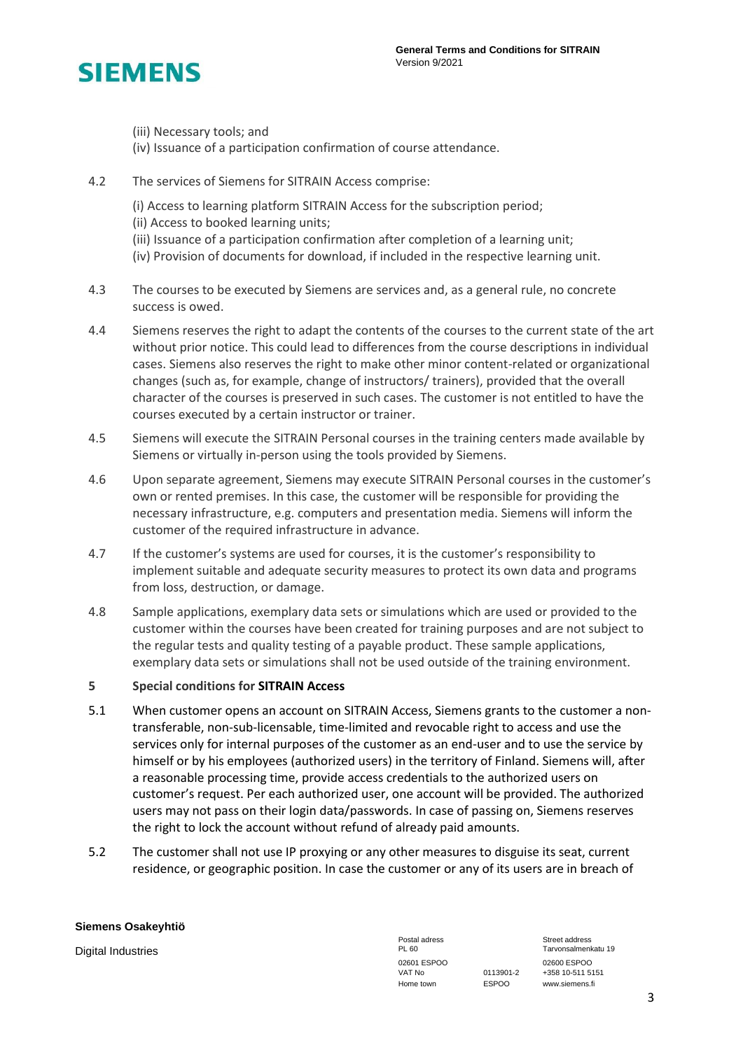(iii) Necessary tools; and
(iv) Issuance of a participation confirmation of course attendance.

4.2 The services of Siemens for SITRAIN Access comprise:

(i) Access to learning platform SITRAIN Access for the subscription period;
(ii) Access to booked learning units;
(iii) Issuance of a participation confirmation after completion of a learning unit;
(iv) Provision of documents for download, if included in the respective learning unit.

4.3 The courses to be executed by Siemens are services and, as a general rule, no concrete success is owed.

4.4 Siemens reserves the right to adapt the contents of the courses to the current state of the art without prior notice. This could lead to differences from the course descriptions in individual cases. Siemens also reserves the right to make other minor content-related or organizational changes (such as, for example, change of instructors/ trainers), provided that the overall character of the courses is preserved in such cases. The customer is not entitled to have the courses executed by a certain instructor or trainer.

4.5 Siemens will execute the SITRAIN Personal courses in the training centers made available by Siemens or virtually in-person using the tools provided by Siemens.

4.6 Upon separate agreement, Siemens may execute SITRAIN Personal courses in the customer's own or rented premises. In this case, the customer will be responsible for providing the necessary infrastructure, e.g. computers and presentation media. Siemens will inform the customer of the required infrastructure in advance.

4.7 If the customer's systems are used for courses, it is the customer's responsibility to implement suitable and adequate security measures to protect its own data and programs from loss, destruction, or damage.

4.8 Sample applications, exemplary data sets or simulations which are used or provided to the customer within the courses have been created for training purposes and are not subject to the regular tests and quality testing of a payable product. These sample applications, exemplary data sets or simulations shall not be used outside of the training environment.

## 5 Special conditions for **SITRAIN Access**

5.1 When customer opens an account on SITRAIN Access, Siemens grants to the customer a non-transferable, non-sub-licensable, time-limited and revocable right to access and use the services only for internal purposes of the customer as an end-user and to use the service by himself or by his employees (authorized users) in the territory of Finland. Siemens will, after a reasonable processing time, provide access credentials to the authorized users on customer's request. Per each authorized user, one account will be provided. The authorized users may not pass on their login data/passwords. In case of passing on, Siemens reserves the right to lock the account without refund of already paid amounts.

5.2 The customer shall not use IP proxying or any other measures to disguise its seat, current residence, or geographic position. In case the customer or any of its users are in breach of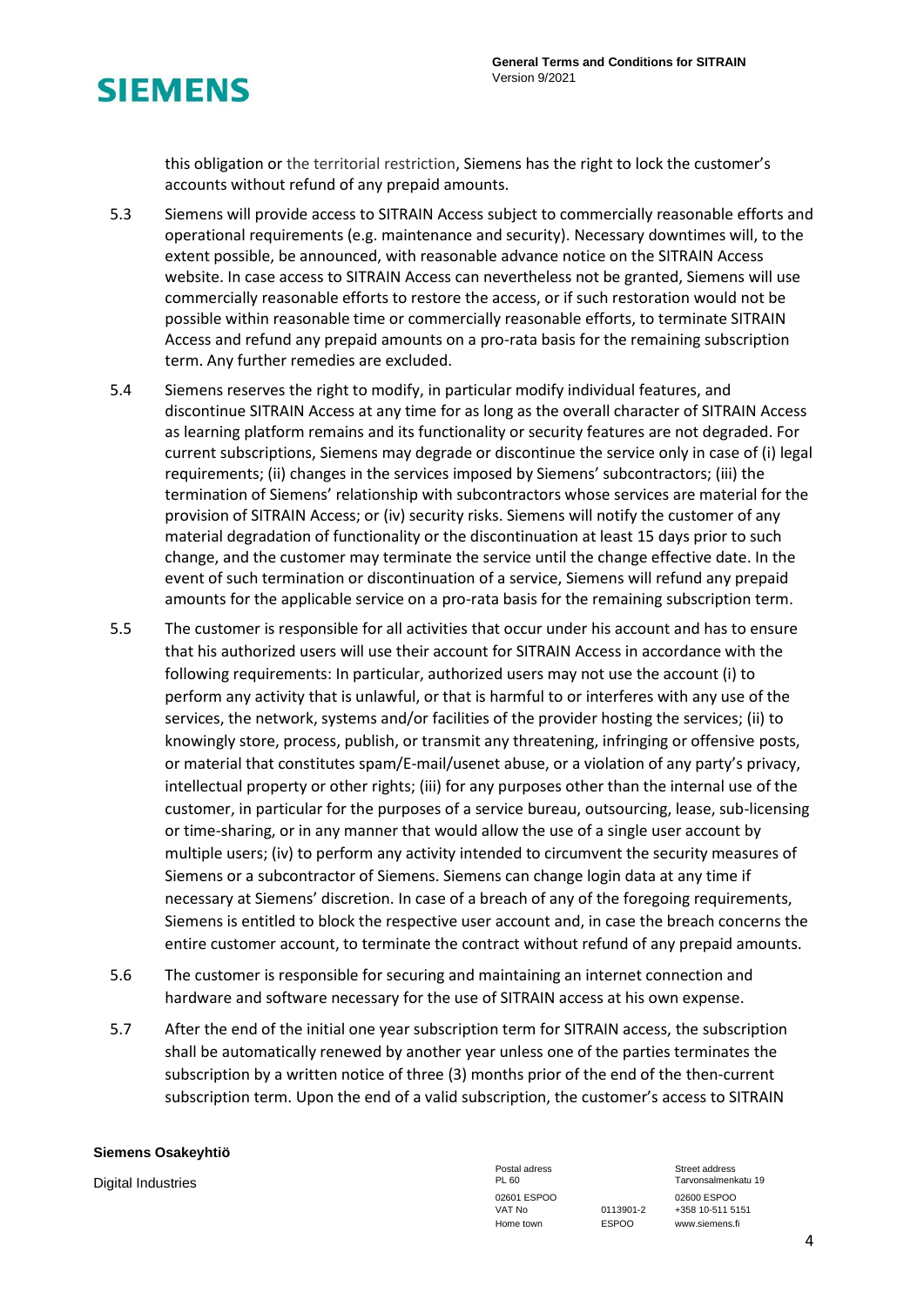this obligation or the territorial restriction, Siemens has the right to lock the customer's accounts without refund of any prepaid amounts.

5.3 Siemens will provide access to SITRAIN Access subject to commercially reasonable efforts and operational requirements (e.g. maintenance and security). Necessary downtimes will, to the extent possible, be announced, with reasonable advance notice on the SITRAIN Access website. In case access to SITRAIN Access can nevertheless not be granted, Siemens will use commercially reasonable efforts to restore the access, or if such restoration would not be possible within reasonable time or commercially reasonable efforts, to terminate SITRAIN Access and refund any prepaid amounts on a pro-rata basis for the remaining subscription term. Any further remedies are excluded.

5.4 Siemens reserves the right to modify, in particular modify individual features, and discontinue SITRAIN Access at any time for as long as the overall character of SITRAIN Access as learning platform remains and its functionality or security features are not degraded. For current subscriptions, Siemens may degrade or discontinue the service only in case of (i) legal requirements; (ii) changes in the services imposed by Siemens' subcontractors; (iii) the termination of Siemens' relationship with subcontractors whose services are material for the provision of SITRAIN Access; or (iv) security risks. Siemens will notify the customer of any material degradation of functionality or the discontinuation at least 15 days prior to such change, and the customer may terminate the service until the change effective date. In the event of such termination or discontinuation of a service, Siemens will refund any prepaid amounts for the applicable service on a pro-rata basis for the remaining subscription term.

5.5 The customer is responsible for all activities that occur under his account and has to ensure that his authorized users will use their account for SITRAIN Access in accordance with the following requirements: In particular, authorized users may not use the account (i) to perform any activity that is unlawful, or that is harmful to or interferes with any use of the services, the network, systems and/or facilities of the provider hosting the services; (ii) to knowingly store, process, publish, or transmit any threatening, infringing or offensive posts, or material that constitutes spam/E-mail/usenet abuse, or a violation of any party's privacy, intellectual property or other rights; (iii) for any purposes other than the internal use of the customer, in particular for the purposes of a service bureau, outsourcing, lease, sub-licensing or time-sharing, or in any manner that would allow the use of a single user account by multiple users; (iv) to perform any activity intended to circumvent the security measures of Siemens or a subcontractor of Siemens. Siemens can change login data at any time if necessary at Siemens' discretion. In case of a breach of any of the foregoing requirements, Siemens is entitled to block the respective user account and, in case the breach concerns the entire customer account, to terminate the contract without refund of any prepaid amounts.

5.6 The customer is responsible for securing and maintaining an internet connection and hardware and software necessary for the use of SITRAIN access at his own expense.

5.7 After the end of the initial one year subscription term for SITRAIN access, the subscription shall be automatically renewed by another year unless one of the parties terminates the subscription by a written notice of three (3) months prior of the end of the then-current subscription term. Upon the end of a valid subscription, the customer's access to SITRAIN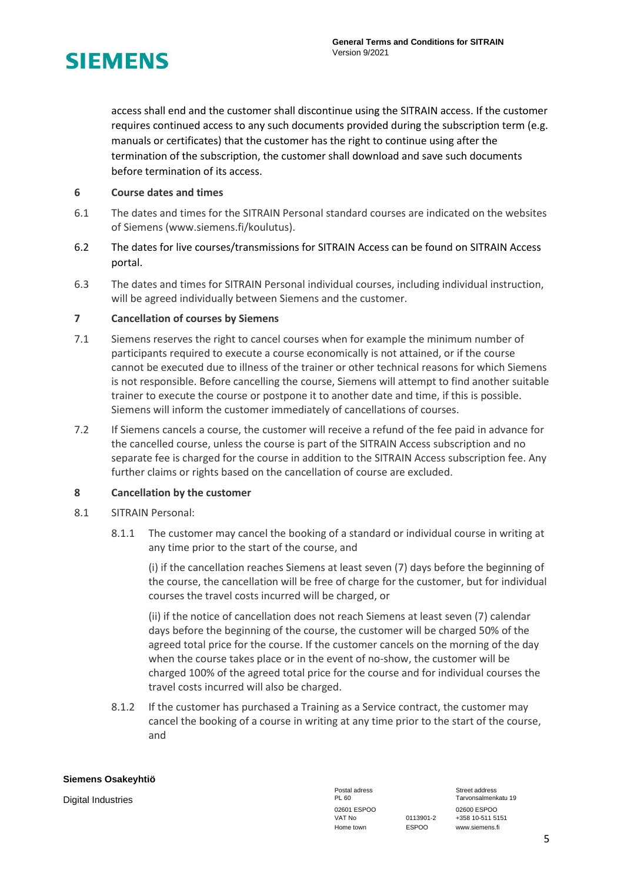access shall end and the customer shall discontinue using the SITRAIN access. If the customer requires continued access to any such documents provided during the subscription term (e.g. manuals or certificates) that the customer has the right to continue using after the termination of the subscription, the customer shall download and save such documents before termination of its access.

## 6 Course dates and times

6.1 The dates and times for the SITRAIN Personal standard courses are indicated on the websites of Siemens (www.siemens.fi/koulutus).

6.2 The dates for live courses/transmissions for SITRAIN Access can be found on SITRAIN Access portal.

6.3 The dates and times for SITRAIN Personal individual courses, including individual instruction, will be agreed individually between Siemens and the customer.

## 7 Cancellation of courses by Siemens

7.1 Siemens reserves the right to cancel courses when for example the minimum number of participants required to execute a course economically is not attained, or if the course cannot be executed due to illness of the trainer or other technical reasons for which Siemens is not responsible. Before cancelling the course, Siemens will attempt to find another suitable trainer to execute the course or postpone it to another date and time, if this is possible. Siemens will inform the customer immediately of cancellations of courses.

7.2 If Siemens cancels a course, the customer will receive a refund of the fee paid in advance for the cancelled course, unless the course is part of the SITRAIN Access subscription and no separate fee is charged for the course in addition to the SITRAIN Access subscription fee. Any further claims or rights based on the cancellation of course are excluded.

## 8 Cancellation by the customer

8.1 SITRAIN Personal:

8.1.1 The customer may cancel the booking of a standard or individual course in writing at any time prior to the start of the course, and

(i) if the cancellation reaches Siemens at least seven (7) days before the beginning of the course, the cancellation will be free of charge for the customer, but for individual courses the travel costs incurred will be charged, or

(ii) if the notice of cancellation does not reach Siemens at least seven (7) calendar days before the beginning of the course, the customer will be charged 50% of the agreed total price for the course. If the customer cancels on the morning of the day when the course takes place or in the event of no-show, the customer will be charged 100% of the agreed total price for the course and for individual courses the travel costs incurred will also be charged.

8.1.2 If the customer has purchased a Training as a Service contract, the customer may cancel the booking of a course in writing at any time prior to the start of the course, and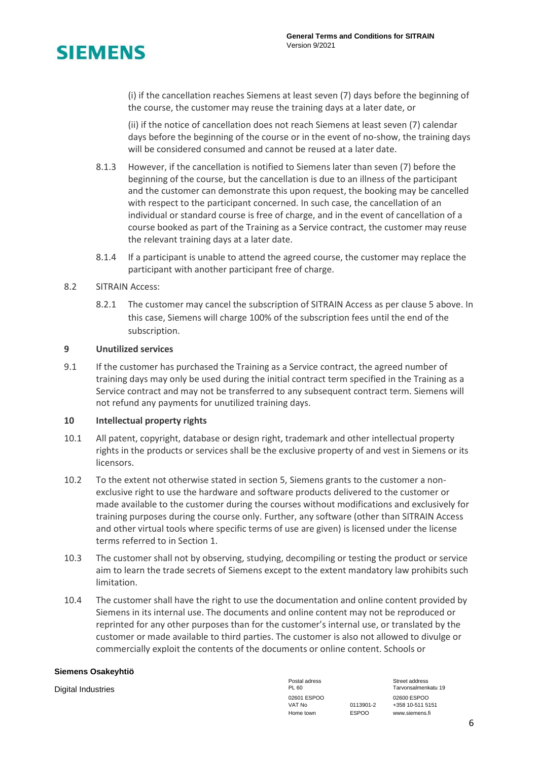(i) if the cancellation reaches Siemens at least seven (7) days before the beginning of the course, the customer may reuse the training days at a later date, or

(ii) if the notice of cancellation does not reach Siemens at least seven (7) calendar days before the beginning of the course or in the event of no-show, the training days will be considered consumed and cannot be reused at a later date.

8.1.3 However, if the cancellation is notified to Siemens later than seven (7) before the beginning of the course, but the cancellation is due to an illness of the participant and the customer can demonstrate this upon request, the booking may be cancelled with respect to the participant concerned. In such case, the cancellation of an individual or standard course is free of charge, and in the event of cancellation of a course booked as part of the Training as a Service contract, the customer may reuse the relevant training days at a later date.

8.1.4 If a participant is unable to attend the agreed course, the customer may replace the participant with another participant free of charge.

8.2 SITRAIN Access:

8.2.1 The customer may cancel the subscription of SITRAIN Access as per clause 5 above. In this case, Siemens will charge 100% of the subscription fees until the end of the subscription.

## 9 Unutilized services

9.1 If the customer has purchased the Training as a Service contract, the agreed number of training days may only be used during the initial contract term specified in the Training as a Service contract and may not be transferred to any subsequent contract term. Siemens will not refund any payments for unutilized training days.

## 10 Intellectual property rights

10.1 All patent, copyright, database or design right, trademark and other intellectual property rights in the products or services shall be the exclusive property of and vest in Siemens or its licensors.

10.2 To the extent not otherwise stated in section 5, Siemens grants to the customer a non-exclusive right to use the hardware and software products delivered to the customer or made available to the customer during the courses without modifications and exclusively for training purposes during the course only. Further, any software (other than SITRAIN Access and other virtual tools where specific terms of use are given) is licensed under the license terms referred to in Section 1.

10.3 The customer shall not by observing, studying, decompiling or testing the product or service aim to learn the trade secrets of Siemens except to the extent mandatory law prohibits such limitation.

10.4 The customer shall have the right to use the documentation and online content provided by Siemens in its internal use. The documents and online content may not be reproduced or reprinted for any other purposes than for the customer's internal use, or translated by the customer or made available to third parties. The customer is also not allowed to divulge or commercially exploit the contents of the documents or online content. Schools or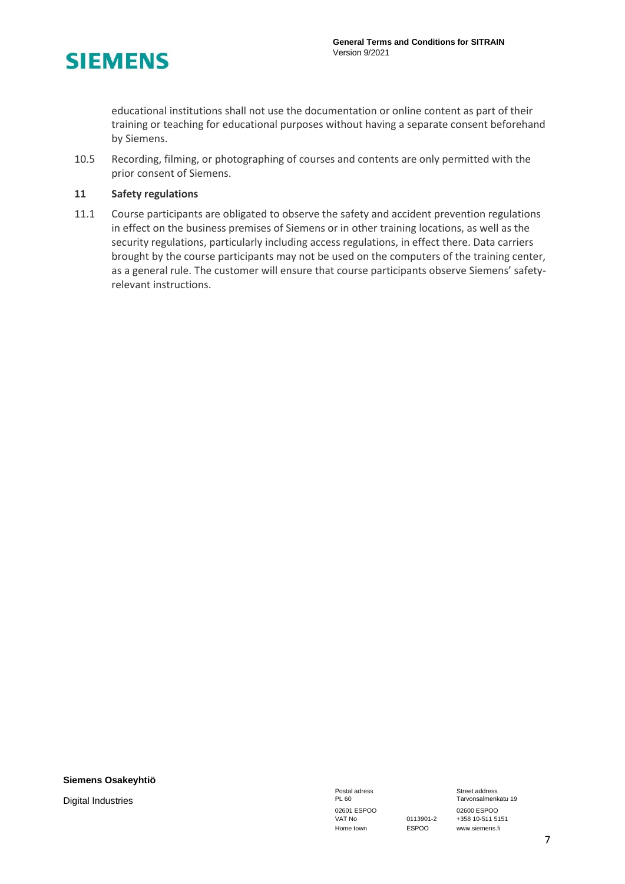educational institutions shall not use the documentation or online content as part of their training or teaching for educational purposes without having a separate consent beforehand by Siemens.

10.5 Recording, filming, or photographing of courses and contents are only permitted with the prior consent of Siemens.

## 11 Safety regulations

11.1 Course participants are obligated to observe the safety and accident prevention regulations in effect on the business premises of Siemens or in other training locations, as well as the security regulations, particularly including access regulations, in effect there. Data carriers brought by the course participants may not be used on the computers of the training center, as a general rule. The customer will ensure that course participants observe Siemens' safety-relevant instructions.